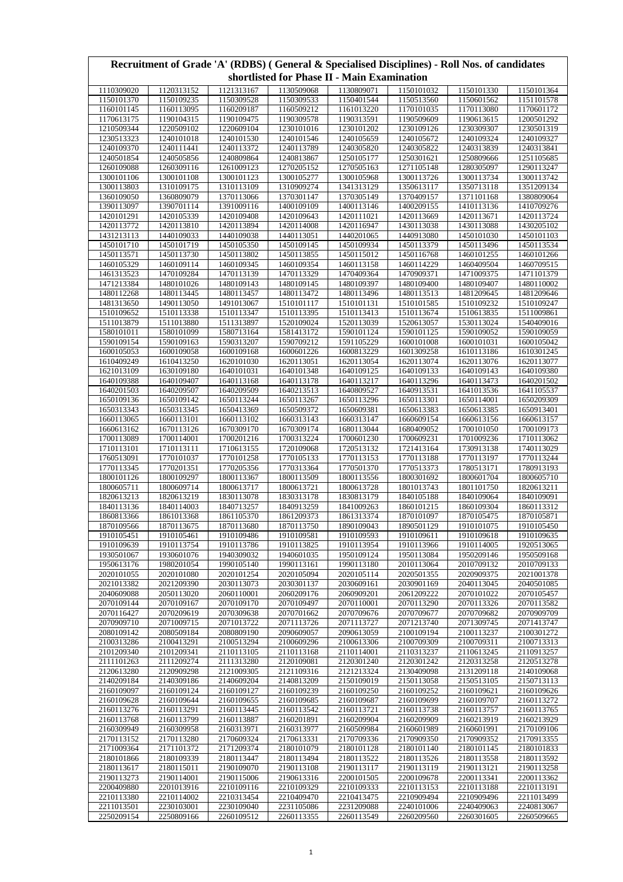# Recruitment of Grade 'A' (RDBS) ( General & Specialised Disciplines) - Roll Nos. of candidates shortlisted for Phase II - Main Examination

| | | | | | | | |
|---|---|---|---|---|---|---|---|
| 1110309020 | 1120313152 | 1121313167 | 1130509068 | 1130809071 | 1150101032 | 1150101330 | 1150101364 |
| 1150101370 | 1150109235 | 1150309528 | 1150309533 | 1150401544 | 1150513560 | 1150601562 | 1151101578 |
| 1160101145 | 1160113095 | 1160209187 | 1160509212 | 1161013220 | 1170101035 | 1170113080 | 1170601172 |
| 1170613175 | 1190104315 | 1190109475 | 1190309578 | 1190313591 | 1190509609 | 1190613615 | 1200501292 |
| 1210509344 | 1220509102 | 1220609104 | 1230101016 | 1230101202 | 1230109126 | 1230309307 | 1230501319 |
| 1230513323 | 1240101018 | 1240101530 | 1240101546 | 1240105659 | 1240105672 | 1240109324 | 1240109327 |
| 1240109370 | 1240111441 | 1240113372 | 1240113789 | 1240305820 | 1240305822 | 1240313839 | 1240313841 |
| 1240501854 | 1240505856 | 1240809864 | 1240813867 | 1250105177 | 1250301621 | 1250809666 | 1251105685 |
| 1260109088 | 1260309116 | 1261009123 | 1270205152 | 1270505163 | 1271105148 | 1280305097 | 1290113247 |
| 1300101106 | 1300101108 | 1300101123 | 1300105277 | 1300105968 | 1300113726 | 1300113734 | 1300113742 |
| 1300113803 | 1310109175 | 1310113109 | 1310909274 | 1341313129 | 1350613117 | 1350713118 | 1351209134 |
| 1360109050 | 1360809079 | 1370113066 | 1370301147 | 1370305149 | 1370409157 | 1371101168 | 1380809064 |
| 1390113097 | 1390701114 | 1391009116 | 1400109109 | 1400113146 | 1400209155 | 1410113136 | 1410709276 |
| 1420101291 | 1420105339 | 1420109408 | 1420109643 | 1420111021 | 1420113669 | 1420113671 | 1420113724 |
| 1420113772 | 1420113810 | 1420113894 | 1420114008 | 1420116947 | 1430113038 | 1430113088 | 1430205102 |
| 1431213113 | 1440109033 | 1440109038 | 1440113051 | 1440201065 | 1440913080 | 1450101030 | 1450101103 |
| 1450101710 | 1450101719 | 1450105350 | 1450109145 | 1450109934 | 1450113379 | 1450113496 | 1450113534 |
| 1450113571 | 1450113730 | 1450113802 | 1450113855 | 1450115012 | 1450116768 | 1460101255 | 1460101266 |
| 1460105329 | 1460109114 | 1460109345 | 1460109354 | 1460113158 | 1460114229 | 1460409504 | 1460709515 |
| 1461313523 | 1470109284 | 1470113139 | 1470113329 | 1470409364 | 1470909371 | 1471009375 | 1471101379 |
| 1471213384 | 1480101026 | 1480109143 | 1480109145 | 1480109397 | 1480109400 | 1480109407 | 1480110002 |
| 1480112268 | 1480113445 | 1480113457 | 1480113472 | 1480113496 | 1480113513 | 1481209645 | 1481209646 |
| 1481313650 | 1490113050 | 1491013067 | 1510101117 | 1510101131 | 1510101585 | 1510109232 | 1510109247 |
| 1510109652 | 1510113338 | 1510113347 | 1510113395 | 1510113413 | 1510113674 | 1510613835 | 1511009861 |
| 1511013879 | 1511013880 | 1511313897 | 1520109024 | 1520113039 | 1520613057 | 1530113024 | 1540409016 |
| 1580101011 | 1580101099 | 1580713164 | 1581413172 | 1590101124 | 1590101125 | 1590109052 | 1590109059 |
| 1590109154 | 1590109163 | 1590313207 | 1590709212 | 1591105229 | 1600101008 | 1600101031 | 1600105042 |
| 1600105053 | 1600109058 | 1600109168 | 1600601226 | 1600813229 | 1601309258 | 1610113186 | 1610301245 |
| 1610409249 | 1610413250 | 1620101030 | 1620113051 | 1620113054 | 1620113074 | 1620113076 | 1620113077 |
| 1621013109 | 1630109180 | 1640101031 | 1640101348 | 1640109125 | 1640109133 | 1640109143 | 1640109380 |
| 1640109388 | 1640109407 | 1640113168 | 1640113178 | 1640113217 | 1640113296 | 1640113473 | 1640201502 |
| 1640201503 | 1640201507 | 1640209509 | 1640213513 | 1640809527 | 1640913531 | 1641013536 | 1641105537 |
| 1650109136 | 1650109142 | 1650113244 | 1650113267 | 1650113296 | 1650113301 | 1650114001 | 1650209309 |
| 1650313343 | 1650313345 | 1650413369 | 1650509372 | 1650609381 | 1650613383 | 1650613385 | 1650913401 |
| 1660113065 | 1660113101 | 1660113102 | 1660313143 | 1660313147 | 1660609154 | 1660613156 | 1660613157 |
| 1660613162 | 1670113126 | 1670309170 | 1670309174 | 1680113044 | 1680409052 | 1700101050 | 1700109173 |
| 1700113089 | 1700114001 | 1700201216 | 1700313224 | 1700601230 | 1700609231 | 1701009236 | 1710113062 |
| 1710113101 | 1710113111 | 1710613155 | 1720109068 | 1720513132 | 1721413164 | 1730913138 | 1740113029 |
| 1760513091 | 1770101037 | 1770101258 | 1770105133 | 1770113153 | 1770113188 | 1770113197 | 1770113244 |
| 1770113345 | 1770201351 | 1770205356 | 1770313364 | 1770501370 | 1770513373 | 1780513171 | 1780913193 |
| 1800101126 | 1800109297 | 1800113367 | 1800113509 | 1800113556 | 1800301692 | 1800601704 | 1800605710 |
| 1800605711 | 1800609714 | 1800613717 | 1800613721 | 1800613728 | 1801013743 | 1801101750 | 1820613211 |
| 1820613213 | 1820613219 | 1830113078 | 1830313178 | 1830813179 | 1840105188 | 1840109064 | 1840109091 |
| 1840113136 | 1840114003 | 1840713257 | 1840913259 | 1841009263 | 1860101215 | 1860109304 | 1860113312 |
| 1860813366 | 1861013368 | 1861105370 | 1861209373 | 1861313374 | 1870101097 | 1870105475 | 1870105871 |
| 1870109566 | 1870113675 | 1870113680 | 1870113750 | 1890109043 | 1890501129 | 1910101075 | 1910105450 |
| 1910105451 | 1910105461 | 1910109486 | 1910109581 | 1910109593 | 1910109611 | 1910109618 | 1910109635 |
| 1910109639 | 1910113754 | 1910113786 | 1910113825 | 1910113954 | 1910113966 | 1910114005 | 1920513065 |
| 1930501067 | 1930601076 | 1940309032 | 1940601035 | 1950109124 | 1950113084 | 1950209146 | 1950509168 |
| 1950613176 | 1980201054 | 1990105140 | 1990113161 | 1990113180 | 2010113064 | 2010709132 | 2010709133 |
| 2020101055 | 2020101080 | 2020101254 | 2020105094 | 2020105114 | 2020501355 | 2020909375 | 2021001378 |
| 2021013382 | 2021209390 | 2030113073 | 2030301137 | 2030609161 | 2030901169 | 2040113045 | 2040501085 |
| 2040609088 | 2050113020 | 2060110001 | 2060209176 | 2060909201 | 2061209222 | 2070101022 | 2070105457 |
| 2070109144 | 2070109167 | 2070109170 | 2070109497 | 2070110001 | 2070113290 | 2070113326 | 2070113582 |
| 2070116427 | 2070209619 | 2070309638 | 2070701662 | 2070709676 | 2070709677 | 2070709682 | 2070909709 |
| 2070909710 | 2071009715 | 2071013722 | 2071113726 | 2071113727 | 2071213740 | 2071309745 | 2071413747 |
| 2080109142 | 2080509184 | 2080809190 | 2090609057 | 2090613059 | 2100109194 | 2100113237 | 2100301272 |
| 2100313286 | 2100413291 | 2100513294 | 2100609296 | 2100613306 | 2100709309 | 2100709311 | 2100713313 |
| 2101209340 | 2101209341 | 2110113105 | 2110113168 | 2110114001 | 2110313237 | 2110613245 | 2110913257 |
| 2111101263 | 2111209274 | 2111313280 | 2120109081 | 2120301240 | 2120301242 | 2120313258 | 2120513278 |
| 2120613280 | 2120909298 | 2121009305 | 2121109316 | 2121213324 | 2130409098 | 2131209118 | 2140109068 |
| 2140209184 | 2140309186 | 2140609204 | 2140813209 | 2150109019 | 2150113058 | 2150513105 | 2150713113 |
| 2160109097 | 2160109124 | 2160109127 | 2160109239 | 2160109250 | 2160109252 | 2160109621 | 2160109626 |
| 2160109628 | 2160109644 | 2160109655 | 2160109685 | 2160109687 | 2160109699 | 2160109707 | 2160113272 |
| 2160113276 | 2160113291 | 2160113445 | 2160113542 | 2160113721 | 2160113738 | 2160113757 | 2160113765 |
| 2160113768 | 2160113799 | 2160113887 | 2160201891 | 2160209904 | 2160209909 | 2160213919 | 2160213929 |
| 2160309949 | 2160309958 | 2160313971 | 2160313977 | 2160509984 | 2160601989 | 2160601991 | 2170109106 |
| 2170113152 | 2170113280 | 2170609324 | 2170613331 | 2170709336 | 2170909350 | 2170909352 | 2170913355 |
| 2171009364 | 2171101372 | 2171209374 | 2180101079 | 2180101128 | 2180101140 | 2180101145 | 2180101833 |
| 2180101866 | 2180109339 | 2180113447 | 2180113494 | 2180113522 | 2180113526 | 2180113558 | 2180113592 |
| 2180113617 | 2180115011 | 2190109070 | 2190113108 | 2190113117 | 2190113119 | 2190113121 | 2190113258 |
| 2190113273 | 2190114001 | 2190115006 | 2190613316 | 2200101505 | 2200109678 | 2200113341 | 2200113362 |
| 2200409880 | 2201013916 | 2210109116 | 2210109329 | 2210109333 | 2210113153 | 2210113188 | 2210113191 |
| 2210113380 | 2210114002 | 2210313454 | 2210409470 | 2210413475 | 2210909494 | 2210909496 | 2211013499 |
| 2211013501 | 2230103001 | 2230109040 | 2231105086 | 2231209088 | 2240101006 | 2240409063 | 2240813067 |
| 2250209154 | 2250809166 | 2260109512 | 2260113355 | 2260113549 | 2260209560 | 2260301605 | 2260509665 |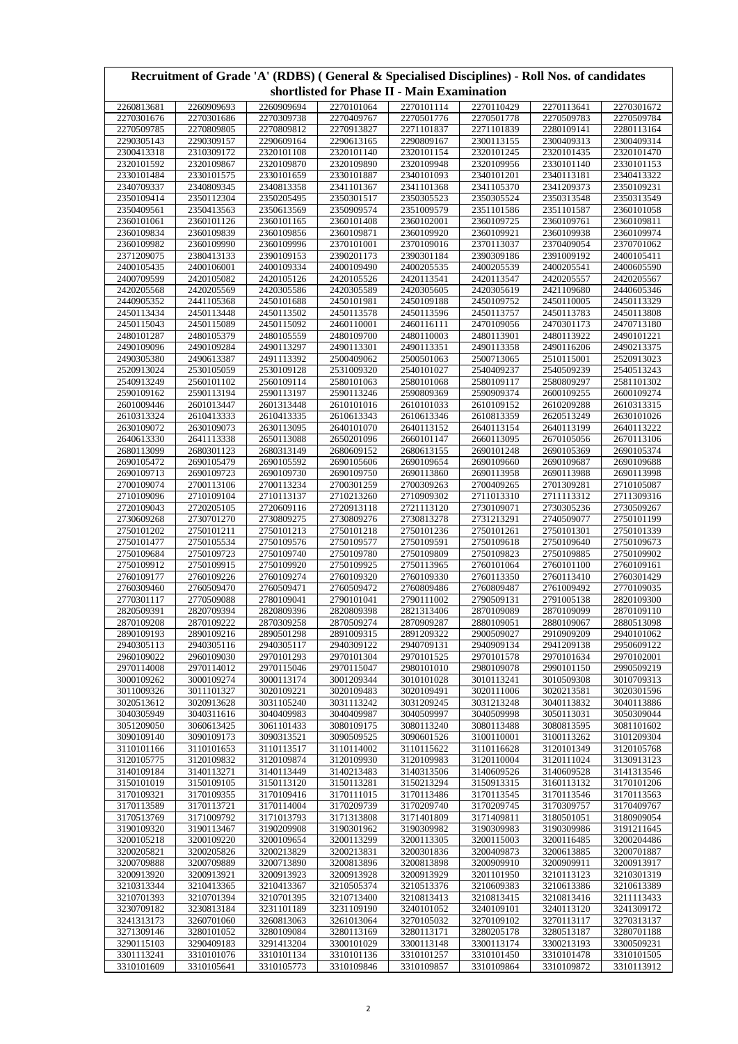# Recruitment of Grade 'A' (RDBS) ( General & Specialised Disciplines) - Roll Nos. of candidates shortlisted for Phase II - Main Examination

| | | | | | | | |
|---|---|---|---|---|---|---|---|
| 2260813681 | 2260909693 | 2260909694 | 2270101064 | 2270101114 | 2270110429 | 2270113641 | 2270301672 |
| 2270301676 | 2270301686 | 2270309738 | 2270409767 | 2270501776 | 2270501778 | 2270509783 | 2270509784 |
| 2270509785 | 2270809805 | 2270809812 | 2270913827 | 2271101837 | 2271101839 | 2280109141 | 2280113164 |
| 2290305143 | 2290309157 | 2290609164 | 2290613165 | 2290809167 | 2300113155 | 2300409313 | 2300409314 |
| 2300413318 | 2310309172 | 2320101108 | 2320101140 | 2320101154 | 2320101245 | 2320101435 | 2320101470 |
| 2320101592 | 2320109867 | 2320109870 | 2320109890 | 2320109948 | 2320109956 | 2330101140 | 2330101153 |
| 2330101484 | 2330101575 | 2330101659 | 2330101887 | 2340101093 | 2340101201 | 2340113181 | 2340413322 |
| 2340709337 | 2340809345 | 2340813358 | 2341101367 | 2341101368 | 2341105370 | 2341209373 | 2350109231 |
| 2350109414 | 2350112304 | 2350205495 | 2350301517 | 2350305523 | 2350305524 | 2350313548 | 2350313549 |
| 2350409561 | 2350413563 | 2350613569 | 2350909574 | 2351009579 | 2351101586 | 2351101587 | 2360101058 |
| 2360101061 | 2360101126 | 2360101165 | 2360101408 | 2360102001 | 2360109725 | 2360109761 | 2360109811 |
| 2360109834 | 2360109839 | 2360109856 | 2360109871 | 2360109920 | 2360109921 | 2360109938 | 2360109974 |
| 2360109982 | 2360109990 | 2360109996 | 2370101001 | 2370109016 | 2370113037 | 2370409054 | 2370701062 |
| 2371209075 | 2380413133 | 2390109153 | 2390201173 | 2390301184 | 2390309186 | 2391009192 | 2400105411 |
| 2400105435 | 2400106001 | 2400109334 | 2400109490 | 2400205535 | 2400205539 | 2400205541 | 2400605590 |
| 2400709599 | 2420105082 | 2420105126 | 2420105526 | 2420113541 | 2420113547 | 2420205557 | 2420205567 |
| 2420205568 | 2420205569 | 2420305586 | 2420305589 | 2420305605 | 2420305619 | 2421109680 | 2440605346 |
| 2440905352 | 2441105368 | 2450101688 | 2450101981 | 2450109188 | 2450109752 | 2450110005 | 2450113329 |
| 2450113434 | 2450113448 | 2450113502 | 2450113578 | 2450113596 | 2450113757 | 2450113783 | 2450113808 |
| 2450115043 | 2450115089 | 2450115092 | 2460100001 | 2460116111 | 2470109056 | 2470301173 | 2470713180 |
| 2480101287 | 2480105379 | 2480105559 | 2480109700 | 2480110003 | 2480113901 | 2480113922 | 2490101221 |
| 2490109096 | 2490109284 | 2490113297 | 2490113301 | 2490113351 | 2490113358 | 2490116206 | 2490213375 |
| 2490305380 | 2490613387 | 2491113392 | 2500409062 | 2500501063 | 2500713065 | 2510115001 | 2520913023 |
| 2520913024 | 2530105059 | 2530109128 | 2531009320 | 2540101027 | 2540409237 | 2540509239 | 2540513243 |
| 2540913249 | 2560101102 | 2560109114 | 2580101063 | 2580101068 | 2580109117 | 2580809297 | 2581101302 |
| 2590109162 | 2590113194 | 2590113197 | 2590113246 | 2590809369 | 2590909374 | 2600109255 | 2600109274 |
| 2601009446 | 2601013447 | 2601313448 | 2610101016 | 2610101033 | 2610109152 | 2610209288 | 2610313315 |
| 2610313324 | 2610413333 | 2610413335 | 2610613343 | 2610613346 | 2610813359 | 2620513249 | 2630101026 |
| 2630109072 | 2630109073 | 2630113095 | 2640101070 | 2640113152 | 2640113154 | 2640113199 | 2640113222 |
| 2640613330 | 2641113338 | 2650113088 | 2650201096 | 2660101147 | 2660113095 | 2670105056 | 2670113106 |
| 2680113099 | 2680301123 | 2680313149 | 2680609152 | 2680613155 | 2690101248 | 2690105369 | 2690105374 |
| 2690105472 | 2690105479 | 2690105592 | 2690105606 | 2690109654 | 2690109660 | 2690109687 | 2690109688 |
| 2690109713 | 2690109723 | 2690109730 | 2690109750 | 2690113860 | 2690113958 | 2690113988 | 2690113998 |
| 2700109074 | 2700113106 | 2700113234 | 2700301259 | 2700309263 | 2700409265 | 2701309281 | 2710105087 |
| 2710109096 | 2710109104 | 2710113137 | 2710213260 | 2710909302 | 2711013310 | 2711113312 | 2711309316 |
| 2720109043 | 2720205105 | 2720609116 | 2720913118 | 2721113120 | 2730109071 | 2730305236 | 2730509267 |
| 2730609268 | 2730701270 | 2730809275 | 2730809276 | 2730813278 | 2731213291 | 2740509077 | 2750101199 |
| 2750101202 | 2750101211 | 2750101213 | 2750101218 | 2750101236 | 2750101261 | 2750101301 | 2750101339 |
| 2750101477 | 2750105534 | 2750109576 | 2750109577 | 2750109591 | 2750109618 | 2750109640 | 2750109673 |
| 2750109684 | 2750109723 | 2750109740 | 2750109780 | 2750109809 | 2750109823 | 2750109885 | 2750109902 |
| 2750109912 | 2750109915 | 2750109920 | 2750109925 | 2750113965 | 2760101064 | 2760101100 | 2760109161 |
| 2760109177 | 2760109226 | 2760109274 | 2760109320 | 2760109330 | 2760113350 | 2760113410 | 2760301429 |
| 2760309460 | 2760509470 | 2760509471 | 2760509472 | 2760809486 | 2760809487 | 2761009492 | 2770109035 |
| 2770301117 | 2770509088 | 2780109041 | 2790101041 | 2790111002 | 2790509131 | 2791005138 | 2820109300 |
| 2820509391 | 2820709394 | 2820809396 | 2820809398 | 2821313406 | 2870109089 | 2870109099 | 2870109110 |
| 2870109208 | 2870109222 | 2870309258 | 2870509274 | 2870909287 | 2880109051 | 2880109067 | 2880513098 |
| 2890109193 | 2890109216 | 2890501298 | 2891009315 | 2891209322 | 2900509027 | 2910909209 | 2940101062 |
| 2940305113 | 2940305116 | 2940305117 | 2940309122 | 2940709131 | 2940909134 | 2941209138 | 2950609122 |
| 2960109022 | 2960109030 | 2970101293 | 2970101304 | 2970101525 | 2970101578 | 2970101634 | 2970102001 |
| 2970114008 | 2970114012 | 2970115046 | 2970115047 | 2980101010 | 2980109078 | 2990101150 | 2990509219 |
| 3000109262 | 3000109274 | 3000113174 | 3001209344 | 3010101028 | 3010113241 | 3010509308 | 3010709313 |
| 3011009326 | 3011101327 | 3020109221 | 3020109483 | 3020109491 | 3020111006 | 3020213581 | 3020301596 |
| 3020513612 | 3020913628 | 3031105240 | 3031113242 | 3031209245 | 3031213248 | 3040113832 | 3040113886 |
| 3040305949 | 3040311616 | 3040409983 | 3040409987 | 3040509997 | 3040509998 | 3050113031 | 3050309044 |
| 3051209050 | 3060613425 | 3061101433 | 3080109175 | 3080113240 | 3080113488 | 3080813595 | 3081101602 |
| 3090109140 | 3090109173 | 3090313521 | 3090509525 | 3090601526 | 3100110001 | 3100113262 | 3101209304 |
| 3110101166 | 3110101653 | 3110113517 | 3110114002 | 3110115622 | 3110116628 | 3120101349 | 3120105768 |
| 3120105775 | 3120109832 | 3120109874 | 3120109930 | 3120109983 | 3120110004 | 3120111024 | 3130913123 |
| 3140109184 | 3140113271 | 3140113449 | 3140213483 | 3140313506 | 3140609526 | 3140609528 | 3141313546 |
| 3150101019 | 3150109105 | 3150113120 | 3150113281 | 3150213294 | 3150913315 | 3160113132 | 3170101206 |
| 3170109321 | 3170109355 | 3170109416 | 3170111015 | 3170113486 | 3170113545 | 3170113546 | 3170113563 |
| 3170113589 | 3170113721 | 3170114004 | 3170209739 | 3170209740 | 3170209745 | 3170309757 | 3170409767 |
| 3170513769 | 3171009792 | 3171013793 | 3171313808 | 3171401809 | 3171409811 | 3180501051 | 3180909054 |
| 3190109320 | 3190113467 | 3190209908 | 3190301962 | 3190309982 | 3190309983 | 3190309986 | 3191211645 |
| 3200105218 | 3200109220 | 3200109654 | 3200113299 | 3200113305 | 3200115003 | 3200116485 | 3200204486 |
| 3200205821 | 3200205826 | 3200213829 | 3200213831 | 3200301836 | 3200409873 | 3200613885 | 3200701887 |
| 3200709888 | 3200709889 | 3200713890 | 3200813896 | 3200813898 | 3200909910 | 3200909911 | 3200913917 |
| 3200913920 | 3200913921 | 3200913923 | 3200913928 | 3200913929 | 3201101950 | 3210113123 | 3210301319 |
| 3210313344 | 3210413365 | 3210413367 | 3210505374 | 3210513376 | 3210609383 | 3210613386 | 3210613389 |
| 3210701393 | 3210701394 | 3210701395 | 3210713400 | 3210813413 | 3210813415 | 3210813416 | 3211113433 |
| 3230709182 | 3230813184 | 3231101189 | 3231109190 | 3240101052 | 3240109101 | 3240113120 | 3241309172 |
| 3241313173 | 3260701060 | 3260813063 | 3261013064 | 3270105032 | 3270109102 | 3270113117 | 3270313137 |
| 3271309146 | 3280101052 | 3280109084 | 3280113169 | 3280113171 | 3280205178 | 3280513187 | 3280701188 |
| 3290115103 | 3290409183 | 3291413204 | 3300101029 | 3300113148 | 3300113174 | 3300213193 | 3300509231 |
| 3301113241 | 3310101076 | 3310101134 | 3310101136 | 3310101257 | 3310101450 | 3310101478 | 3310101505 |
| 3310101609 | 3310105641 | 3310105773 | 3310109846 | 3310109857 | 3310109864 | 3310109872 | 3310113912 |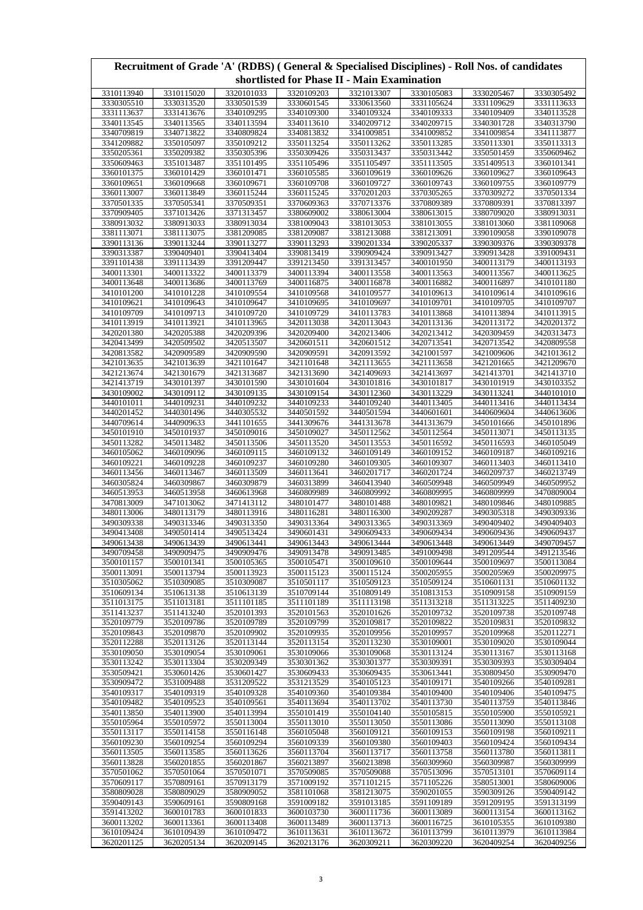# Recruitment of Grade 'A' (RDBS) ( General & Specialised Disciplines) - Roll Nos. of candidates shortlisted for Phase II - Main Examination

| | | | | | | | |
|---|---|---|---|---|---|---|---|
| 3310113940 | 3310115020 | 3320101033 | 3320109203 | 3321013307 | 3330105083 | 3330205467 | 3330305492 |
| 3330305510 | 3330313520 | 3330501539 | 3330601545 | 3330613560 | 3331105624 | 3331109629 | 3331113633 |
| 3331113637 | 3331413676 | 3340109295 | 3340109300 | 3340109324 | 3340109333 | 3340109409 | 3340113528 |
| 3340113545 | 3340113565 | 3340113594 | 3340113610 | 3340209712 | 3340209715 | 3340301728 | 3340313790 |
| 3340709819 | 3340713822 | 3340809824 | 3340813832 | 3341009851 | 3341009852 | 3341009854 | 3341113877 |
| 3341209882 | 3350105097 | 3350109212 | 3350113254 | 3350113262 | 3350113285 | 3350113301 | 3350113313 |
| 3350205361 | 3350209382 | 3350305396 | 3350309426 | 3350313437 | 3350313442 | 3350501459 | 3350609462 |
| 3350609463 | 3351013487 | 3351101495 | 3351105496 | 3351105497 | 3351113505 | 3351409513 | 3360101341 |
| 3360101375 | 3360101429 | 3360101471 | 3360105585 | 3360109619 | 3360109626 | 3360109627 | 3360109643 |
| 3360109651 | 3360109668 | 3360109671 | 3360109708 | 3360109727 | 3360109743 | 3360109755 | 3360109779 |
| 3360113007 | 3360113849 | 3360115244 | 3360115245 | 3370201203 | 3370305265 | 3370309272 | 3370501334 |
| 3370501335 | 3370505341 | 3370509351 | 3370609363 | 3370713376 | 3370809389 | 3370809391 | 3370813397 |
| 3370909405 | 3371013426 | 3371313457 | 3380609002 | 3380613004 | 3380613015 | 3380709020 | 3380913031 |
| 3380913032 | 3380913033 | 3380913034 | 3381009043 | 3381013053 | 3381013055 | 3381013060 | 3381109068 |
| 3381113071 | 3381113075 | 3381209085 | 3381209087 | 3381213088 | 3381213091 | 3390109058 | 3390109078 |
| 3390113136 | 3390113244 | 3390113277 | 3390113293 | 3390201334 | 3390205337 | 3390309376 | 3390309378 |
| 3390313387 | 3390409401 | 3390413404 | 3390813419 | 3390909424 | 3390913427 | 3390913428 | 3391009431 |
| 3391101438 | 3391113439 | 3391209447 | 3391213450 | 3391313457 | 3400101950 | 3400113179 | 3400113193 |
| 3400113301 | 3400113322 | 3400113379 | 3400113394 | 3400113558 | 3400113563 | 3400113567 | 3400113625 |
| 3400113648 | 3400113686 | 3400113769 | 3400116875 | 3400116878 | 3400116882 | 3400116897 | 3410101180 |
| 3410101200 | 3410101228 | 3410109554 | 3410109568 | 3410109577 | 3410109613 | 3410109614 | 3410109616 |
| 3410109621 | 3410109643 | 3410109647 | 3410109695 | 3410109697 | 3410109701 | 3410109705 | 3410109707 |
| 3410109709 | 3410109713 | 3410109720 | 3410109729 | 3410113783 | 3410113868 | 3410113894 | 3410113915 |
| 3410113919 | 3410113921 | 3410113965 | 3420113038 | 3420113043 | 3420113136 | 3420113172 | 3420201372 |
| 3420201380 | 3420205388 | 3420209396 | 3420209400 | 3420213406 | 3420213412 | 3420309459 | 3420313473 |
| 3420413499 | 3420509502 | 3420513507 | 3420601511 | 3420601512 | 3420713541 | 3420713542 | 3420809558 |
| 3420813582 | 3420909589 | 3420909590 | 3420909591 | 3420913592 | 3421001597 | 3421009606 | 3421013612 |
| 3421013635 | 3421013639 | 3421101647 | 3421101648 | 3421113655 | 3421113658 | 3421201665 | 3421209670 |
| 3421213674 | 3421301679 | 3421313687 | 3421313690 | 3421409693 | 3421413697 | 3421413701 | 3421413710 |
| 3421413719 | 3430101397 | 3430101590 | 3430101604 | 3430101816 | 3430101817 | 3430101919 | 3430103352 |
| 3430109002 | 3430109112 | 3430109135 | 3430109154 | 3430112360 | 3430113229 | 3430113241 | 3440101010 |
| 3440101011 | 3440109231 | 3440109232 | 3440109233 | 3440109240 | 3440113405 | 3440113416 | 3440113434 |
| 3440201452 | 3440301496 | 3440305532 | 3440501592 | 3440501594 | 3440601601 | 3440609604 | 3440613606 |
| 3440709614 | 3440909633 | 3441101655 | 3441309676 | 3441313678 | 3441313679 | 3450101666 | 3450101896 |
| 3450101910 | 3450101937 | 3450109016 | 3450109027 | 3450112562 | 3450112564 | 3450113071 | 3450113135 |
| 3450113282 | 3450113482 | 3450113506 | 3450113520 | 3450113553 | 3450116592 | 3450116593 | 3460105049 |
| 3460105062 | 3460109096 | 3460109115 | 3460109132 | 3460109149 | 3460109152 | 3460109187 | 3460109216 |
| 3460109221 | 3460109228 | 3460109237 | 3460109280 | 3460109305 | 3460109307 | 3460113403 | 3460113410 |
| 3460113456 | 3460113467 | 3460113509 | 3460113641 | 3460201717 | 3460201724 | 3460209737 | 3460213749 |
| 3460305824 | 3460309867 | 3460309879 | 3460313899 | 3460413940 | 3460509948 | 3460509949 | 3460509952 |
| 3460513953 | 3460513958 | 3460613968 | 3460809989 | 3460809992 | 3460809995 | 3460809999 | 3470809004 |
| 3470813009 | 3471013062 | 3471413112 | 3480101477 | 3480101488 | 3480109821 | 3480109846 | 3480109885 |
| 3480113006 | 3480113179 | 3480113916 | 3480116281 | 3480116300 | 3490209287 | 3490305318 | 3490309336 |
| 3490309338 | 3490313346 | 3490313350 | 3490313364 | 3490313365 | 3490313369 | 3490409402 | 3490409403 |
| 3490413408 | 3490501414 | 3490513424 | 3490601431 | 3490609433 | 3490609434 | 3490609436 | 3490609437 |
| 3490613438 | 3490613439 | 3490613441 | 3490613443 | 3490613444 | 3490613448 | 3490613449 | 3490709457 |
| 3490709458 | 3490909475 | 3490909476 | 3490913478 | 3490913485 | 3491009498 | 3491209544 | 3491213546 |
| 3500101157 | 3500101341 | 3500105365 | 3500105471 | 3500109610 | 3500109644 | 3500109697 | 3500113084 |
| 3500113091 | 3500113794 | 3500113923 | 3500115123 | 3500115124 | 3500205955 | 3500205969 | 3500209975 |
| 3510305062 | 3510309085 | 3510309087 | 3510501117 | 3510509123 | 3510509124 | 3510601131 | 3510601132 |
| 3510609134 | 3510613138 | 3510613139 | 3510709144 | 3510809149 | 3510813153 | 3510909158 | 3510909159 |
| 3511013175 | 3511013181 | 3511101185 | 3511101189 | 3511113198 | 3511313218 | 3511313225 | 3511409230 |
| 3511413237 | 3511413240 | 3520101393 | 3520101563 | 3520101626 | 3520109732 | 3520109738 | 3520109748 |
| 3520109779 | 3520109786 | 3520109789 | 3520109799 | 3520109817 | 3520109822 | 3520109831 | 3520109832 |
| 3520109843 | 3520109870 | 3520109902 | 3520109935 | 3520109956 | 3520109957 | 3520109968 | 3520112271 |
| 3520112288 | 3520113126 | 3520113144 | 3520113154 | 3520113230 | 3530109001 | 3530109020 | 3530109044 |
| 3530109050 | 3530109054 | 3530109061 | 3530109066 | 3530109068 | 3530113124 | 3530113167 | 3530113168 |
| 3530113242 | 3530113304 | 3530209349 | 3530301362 | 3530301377 | 3530309391 | 3530309393 | 3530309404 |
| 3530509421 | 3530601426 | 3530601427 | 3530609433 | 3530609435 | 3530613441 | 3530809450 | 3530909470 |
| 3530909472 | 3531009488 | 3531209522 | 3531213529 | 3540105123 | 3540109171 | 3540109266 | 3540109281 |
| 3540109317 | 3540109319 | 3540109328 | 3540109360 | 3540109384 | 3540109400 | 3540109406 | 3540109475 |
| 3540109482 | 3540109523 | 3540109561 | 3540113694 | 3540113702 | 3540113730 | 3540113759 | 3540113846 |
| 3540113850 | 3540113900 | 3540113994 | 3550101419 | 3550104140 | 3550105815 | 3550105900 | 3550105921 |
| 3550105964 | 3550105972 | 3550113004 | 3550113010 | 3550113050 | 3550113086 | 3550113090 | 3550113108 |
| 3550113117 | 3550114158 | 3550116148 | 3560105048 | 3560109121 | 3560109153 | 3560109198 | 3560109211 |
| 3560109230 | 3560109254 | 3560109294 | 3560109339 | 3560109380 | 3560109403 | 3560109424 | 3560109434 |
| 3560113505 | 3560113585 | 3560113626 | 3560113704 | 3560113717 | 3560113758 | 3560113780 | 3560113811 |
| 3560113828 | 3560201855 | 3560201867 | 3560213897 | 3560213898 | 3560309960 | 3560309987 | 3560309999 |
| 3570501062 | 3570501064 | 3570501071 | 3570509085 | 3570509088 | 3570513096 | 3570513101 | 3570609114 |
| 3570609117 | 3570809161 | 3570913179 | 3571009192 | 3571101215 | 3571105226 | 3580513001 | 3580609006 |
| 3580809028 | 3580809029 | 3580909052 | 3581101068 | 3581213075 | 3590201055 | 3590309126 | 3590409142 |
| 3590409143 | 3590609161 | 3590809168 | 3591009182 | 3591013185 | 3591109189 | 3591209195 | 3591313199 |
| 3591413202 | 3600101783 | 3600101833 | 3600103730 | 3600113736 | 3600113089 | 3600113154 | 3600113162 |
| 3600113202 | 3600113361 | 3600113408 | 3600113489 | 3600113713 | 3600116725 | 3610105355 | 3610109380 |
| 3610109424 | 3610109439 | 3610109472 | 3610113631 | 3610113672 | 3610113799 | 3610113979 | 3610113984 |
| 3620201125 | 3620205134 | 3620209145 | 3620213176 | 3620309211 | 3620309220 | 3620409254 | 3620409256 |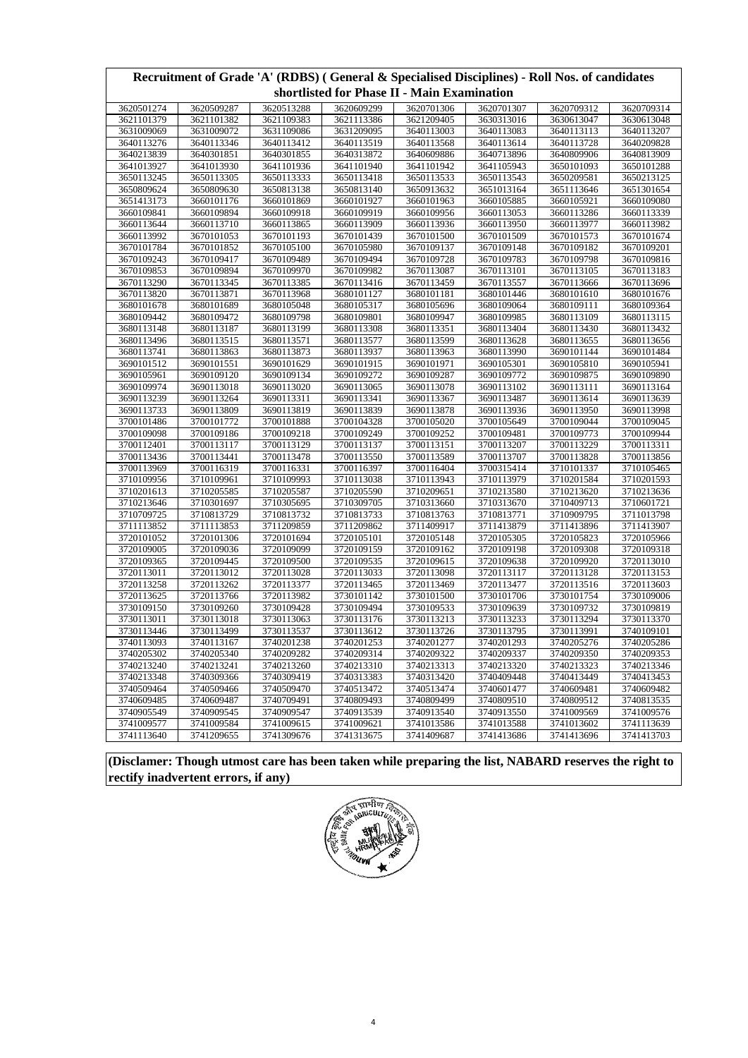## Recruitment of Grade 'A' (RDBS) ( General & Specialised Disciplines) - Roll Nos. of candidates shortlisted for Phase II - Main Examination

| | | | | | | | |
|---|---|---|---|---|---|---|---|
| 3620501274 | 3620509287 | 3620513288 | 3620609299 | 3620701306 | 3620701307 | 3620709312 | 3620709314 |
| 3621101379 | 3621101382 | 3621109383 | 3621113386 | 3621209405 | 3630313016 | 3630613047 | 3630613048 |
| 3631009069 | 3631009072 | 3631109086 | 3631209095 | 3640113003 | 3640113083 | 3640113113 | 3640113207 |
| 3640113276 | 3640113346 | 3640113412 | 3640113519 | 3640113568 | 3640113614 | 3640113728 | 3640209828 |
| 3640213839 | 3640301851 | 3640301855 | 3640313872 | 3640609886 | 3640713896 | 3640809906 | 3640813909 |
| 3641013927 | 3641013930 | 3641101936 | 3641101940 | 3641101942 | 3641105943 | 3650101093 | 3650101288 |
| 3650113245 | 3650113305 | 3650113333 | 3650113418 | 3650113533 | 3650113543 | 3650209581 | 3650213125 |
| 3650809624 | 3650809630 | 3650813138 | 3650813140 | 3650913632 | 3651013164 | 3651113646 | 3651301654 |
| 3651413173 | 3660101176 | 3660101869 | 3660101927 | 3660101963 | 3660105885 | 3660105921 | 3660109080 |
| 3660109841 | 3660109894 | 3660109918 | 3660109919 | 3660109956 | 3660113053 | 3660113286 | 3660113339 |
| 3660113644 | 3660113710 | 3660113865 | 3660113909 | 3660113936 | 3660113950 | 3660113977 | 3660113982 |
| 3660113992 | 3670101053 | 3670101193 | 3670101439 | 3670101500 | 3670101509 | 3670101573 | 3670101674 |
| 3670101784 | 3670101852 | 3670105100 | 3670105980 | 3670109137 | 3670109148 | 3670109182 | 3670109201 |
| 3670109243 | 3670109417 | 3670109489 | 3670109494 | 3670109728 | 3670109783 | 3670109798 | 3670109816 |
| 3670109853 | 3670109894 | 3670109970 | 3670109982 | 3670113087 | 3670113101 | 3670113105 | 3670113183 |
| 3670113290 | 3670113345 | 3670113385 | 3670113416 | 3670113459 | 3670113557 | 3670113666 | 3670113696 |
| 3670113820 | 3670113871 | 3670113968 | 3680101127 | 3680101181 | 3680101446 | 3680101610 | 3680101676 |
| 3680101678 | 3680101689 | 3680105048 | 3680105317 | 3680105696 | 3680109064 | 3680109111 | 3680109364 |
| 3680109442 | 3680109472 | 3680109798 | 3680109801 | 3680109947 | 3680109985 | 3680113109 | 3680113115 |
| 3680113148 | 3680113187 | 3680113199 | 3680113308 | 3680113351 | 3680113404 | 3680113430 | 3680113432 |
| 3680113496 | 3680113515 | 3680113571 | 3680113577 | 3680113599 | 3680113628 | 3680113655 | 3680113656 |
| 3680113741 | 3680113863 | 3680113873 | 3680113937 | 3680113963 | 3680113990 | 3690101144 | 3690101484 |
| 3690101512 | 3690101551 | 3690101629 | 3690101915 | 3690101971 | 3690105301 | 3690105810 | 3690105941 |
| 3690105961 | 3690109120 | 3690109134 | 3690109272 | 3690109287 | 3690109772 | 3690109875 | 3690109890 |
| 3690109974 | 3690113018 | 3690113020 | 3690113065 | 3690113078 | 3690113102 | 3690113111 | 3690113164 |
| 3690113239 | 3690113264 | 3690113311 | 3690113341 | 3690113367 | 3690113487 | 3690113614 | 3690113639 |
| 3690113733 | 3690113809 | 3690113819 | 3690113839 | 3690113878 | 3690113936 | 3690113950 | 3690113998 |
| 3700101486 | 3700101772 | 3700101888 | 3700104328 | 3700105020 | 3700105649 | 3700109044 | 3700109045 |
| 3700109098 | 3700109186 | 3700109218 | 3700109249 | 3700109252 | 3700109481 | 3700109773 | 3700109944 |
| 3700112401 | 3700113117 | 3700113129 | 3700113137 | 3700113151 | 3700113207 | 3700113229 | 3700113311 |
| 3700113436 | 3700113441 | 3700113478 | 3700113550 | 3700113589 | 3700113707 | 3700113828 | 3700113856 |
| 3700113969 | 3700116319 | 3700116331 | 3700116397 | 3700116404 | 3700315414 | 3710101337 | 3710105465 |
| 3710109956 | 3710109961 | 3710109993 | 3710113038 | 3710113943 | 3710113979 | 3710201584 | 3710201593 |
| 3710201613 | 3710205585 | 3710205587 | 3710205590 | 3710209651 | 3710213580 | 3710213620 | 3710213636 |
| 3710213646 | 3710301697 | 3710305695 | 3710309705 | 3710313660 | 3710313670 | 3710409713 | 3710601721 |
| 3710709725 | 3710813729 | 3710813732 | 3710813733 | 3710813763 | 3710813771 | 3710909795 | 3711013798 |
| 3711113852 | 3711113853 | 3711209859 | 3711209862 | 3711409917 | 3711413879 | 3711413896 | 3711413907 |
| 3720101052 | 3720101306 | 3720101694 | 3720105101 | 3720105148 | 3720105305 | 3720105823 | 3720105966 |
| 3720109005 | 3720109036 | 3720109099 | 3720109159 | 3720109162 | 3720109198 | 3720109308 | 3720109318 |
| 3720109365 | 3720109445 | 3720109500 | 3720109535 | 3720109615 | 3720109638 | 3720109920 | 3720113010 |
| 3720113011 | 3720113012 | 3720113028 | 3720113033 | 3720113098 | 3720113117 | 3720113128 | 3720113153 |
| 3720113258 | 3720113262 | 3720113377 | 3720113465 | 3720113469 | 3720113477 | 3720113516 | 3720113603 |
| 3720113625 | 3720113766 | 3720113982 | 3730101142 | 3730101500 | 3730101706 | 3730101754 | 3730109006 |
| 3730109150 | 3730109260 | 3730109428 | 3730109494 | 3730109533 | 3730109639 | 3730109732 | 3730109819 |
| 3730113011 | 3730113018 | 3730113063 | 3730113176 | 3730113213 | 3730113233 | 3730113294 | 3730113370 |
| 3730113446 | 3730113499 | 3730113537 | 3730113612 | 3730113726 | 3730113795 | 3730113991 | 3740109101 |
| 3740113093 | 3740113167 | 3740201238 | 3740201253 | 3740201277 | 3740201293 | 3740205276 | 3740205286 |
| 3740205302 | 3740205340 | 3740209282 | 3740209314 | 3740209322 | 3740209337 | 3740209350 | 3740209353 |
| 3740213240 | 3740213241 | 3740213260 | 3740213310 | 3740213313 | 3740213320 | 3740213323 | 3740213346 |
| 3740213348 | 3740309366 | 3740309419 | 3740313383 | 3740313420 | 3740409448 | 3740413449 | 3740413453 |
| 3740509464 | 3740509466 | 3740509470 | 3740513472 | 3740513474 | 3740601477 | 3740609481 | 3740609482 |
| 3740609485 | 3740609487 | 3740709491 | 3740809493 | 3740809499 | 3740809510 | 3740809512 | 3740813535 |
| 3740905549 | 3740909545 | 3740909547 | 3740913539 | 3740913540 | 3740913550 | 3741009569 | 3741009576 |
| 3741009577 | 3741009584 | 3741009615 | 3741009621 | 3741013586 | 3741013588 | 3741013602 | 3741113639 |
| 3741113640 | 3741209655 | 3741309676 | 3741313675 | 3741409687 | 3741413686 | 3741413696 | 3741413703 |

**(Disclamer: Though utmost care has been taken while preparing the list, NABARD reserves the right to rectify inadvertent errors, if any)**